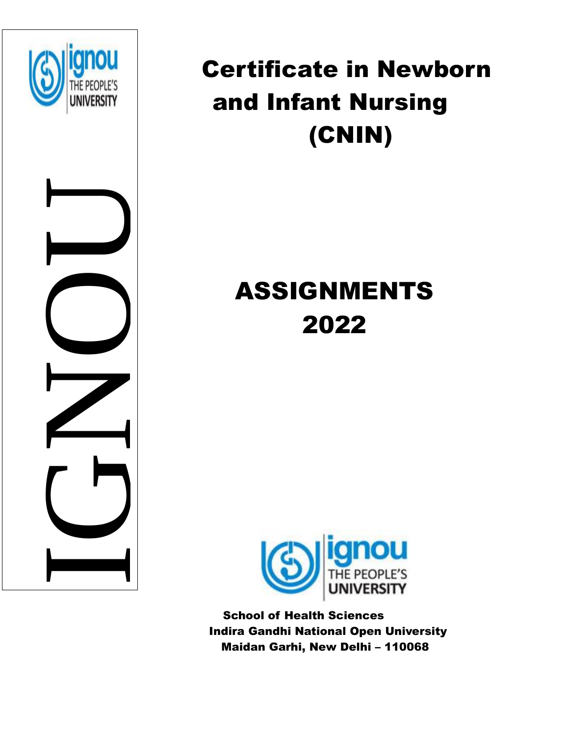# Certificate in Newborn and Infant Nursing (CNIN)

# ASSIGNMENTS 2022

**School of Health Sciences**
**Indira Gandhi National Open University**
**Maidan Garhi, New Delhi – 110068**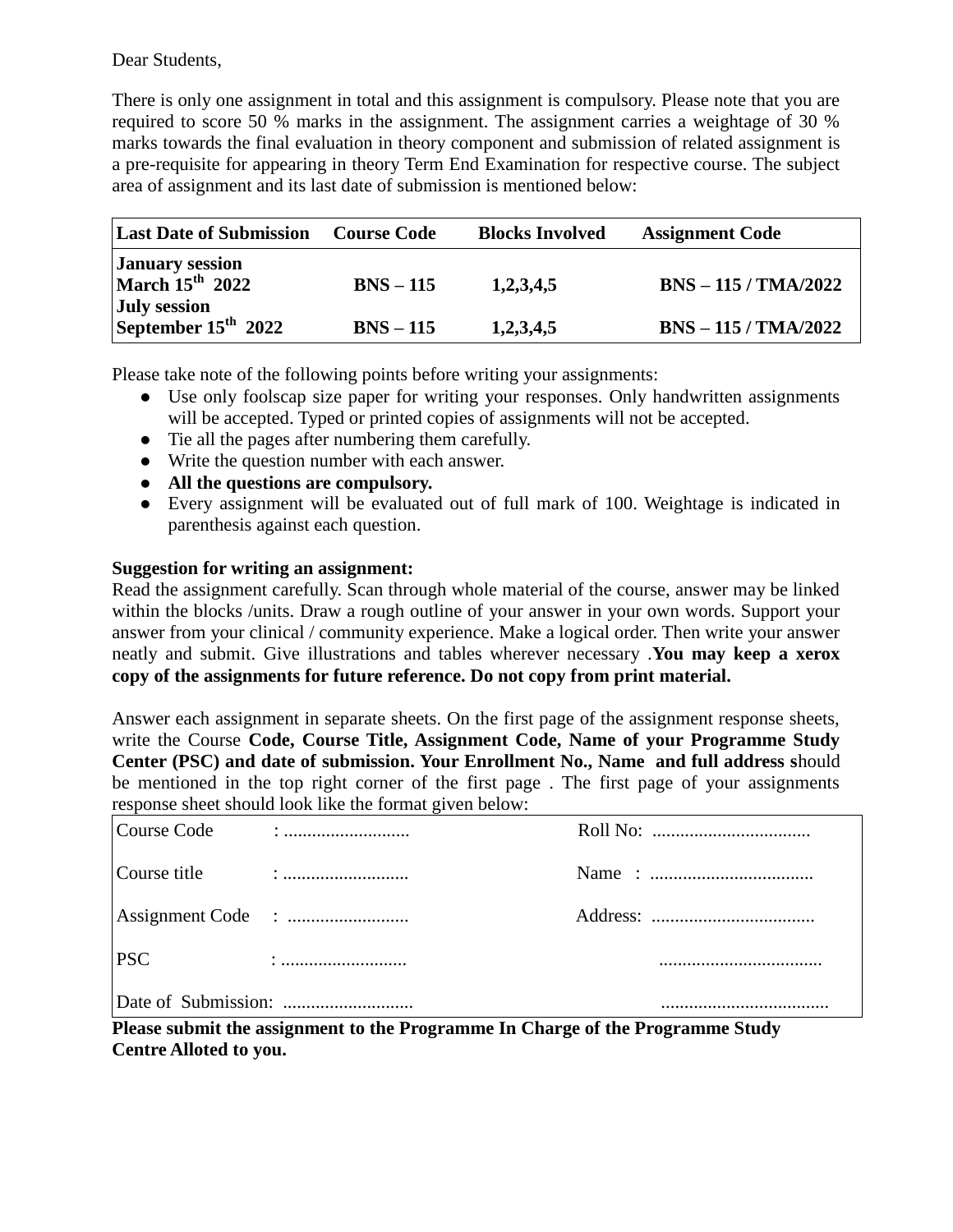Dear Students,

There is only one assignment in total and this assignment is compulsory. Please note that you are required to score 50 % marks in the assignment. The assignment carries a weightage of 30 % marks towards the final evaluation in theory component and submission of related assignment is a pre-requisite for appearing in theory Term End Examination for respective course. The subject area of assignment and its last date of submission is mentioned below:

| Last Date of Submission | Course Code | Blocks Involved | Assignment Code |
|---|---|---|---|
| **January session March 15th 2022** | **BNS – 115** | **1,2,3,4,5** | **BNS – 115 / TMA/2022** |
| **July session September 15th 2022** | **BNS – 115** | **1,2,3,4,5** | **BNS – 115 / TMA/2022** |

Please take note of the following points before writing your assignments:

- Use only foolscap size paper for writing your responses. Only handwritten assignments will be accepted. Typed or printed copies of assignments will not be accepted.
- Tie all the pages after numbering them carefully.
- Write the question number with each answer.
- **All the questions are compulsory.**
- Every assignment will be evaluated out of full mark of 100. Weightage is indicated in parenthesis against each question.

**Suggestion for writing an assignment:**

Read the assignment carefully. Scan through whole material of the course, answer may be linked within the blocks /units. Draw a rough outline of your answer in your own words. Support your answer from your clinical / community experience. Make a logical order. Then write your answer neatly and submit. Give illustrations and tables wherever necessary .**You may keep a xerox copy of the assignments for future reference. Do not copy from print material.**

Answer each assignment in separate sheets. On the first page of the assignment response sheets, write the Course **Code, Course Title, Assignment Code, Name of your Programme Study Center (PSC) and date of submission. Your Enrollment No., Name and full address s**hould be mentioned in the top right corner of the first page . The first page of your assignments response sheet should look like the format given below:

| | |
|---|---|
| Course Code : .......................... | Roll No: ................................. |
| Course title : .......................... | Name : .................................. |
| Assignment Code : ......................... | Address: .................................. |
| PSC : .......................... | .................................. |
| Date of Submission: ........................... | ................................... |

**Please submit the assignment to the Programme In Charge of the Programme Study Centre Alloted to you.**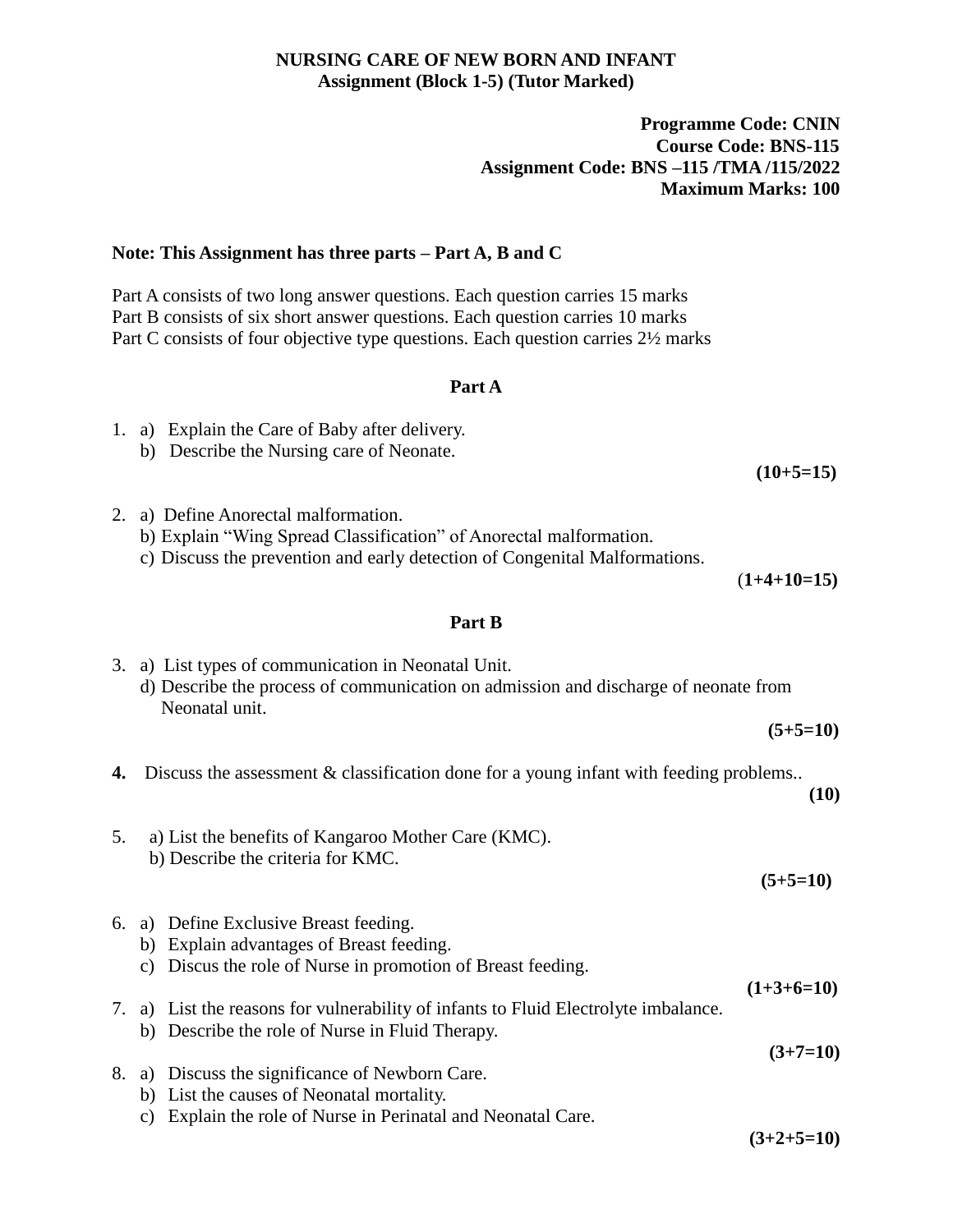**NURSING CARE OF NEW BORN AND INFANT**
**Assignment (Block 1-5) (Tutor Marked)**

**Programme Code: CNIN**
**Course Code: BNS-115**
**Assignment Code: BNS –115 /TMA /115/2022**
**Maximum Marks: 100**

**Note: This Assignment has three parts – Part A, B and C**

Part A consists of two long answer questions. Each question carries 15 marks
Part B consists of six short answer questions. Each question carries 10 marks
Part C consists of four objective type questions. Each question carries 2½ marks

## Part A

1. a) Explain the Care of Baby after delivery.
   b) Describe the Nursing care of Neonate.

   **(10+5=15)**

2. a) Define Anorectal malformation.
   b) Explain "Wing Spread Classification" of Anorectal malformation.
   c) Discuss the prevention and early detection of Congenital Malformations.

   **(1+4+10=15)**

## Part B

3. a) List types of communication in Neonatal Unit.
   d) Describe the process of communication on admission and discharge of neonate from Neonatal unit.

   **(5+5=10)**

**4.** Discuss the assessment & classification done for a young infant with feeding problems..

   **(10)**

5. a) List the benefits of Kangaroo Mother Care (KMC).
   b) Describe the criteria for KMC.

   **(5+5=10)**

6. a) Define Exclusive Breast feeding.
   b) Explain advantages of Breast feeding.
   c) Discus the role of Nurse in promotion of Breast feeding.

   **(1+3+6=10)**

7. a) List the reasons for vulnerability of infants to Fluid Electrolyte imbalance.
   b) Describe the role of Nurse in Fluid Therapy.

   **(3+7=10)**

8. a) Discuss the significance of Newborn Care.
   b) List the causes of Neonatal mortality.
   c) Explain the role of Nurse in Perinatal and Neonatal Care.

   **(3+2+5=10)**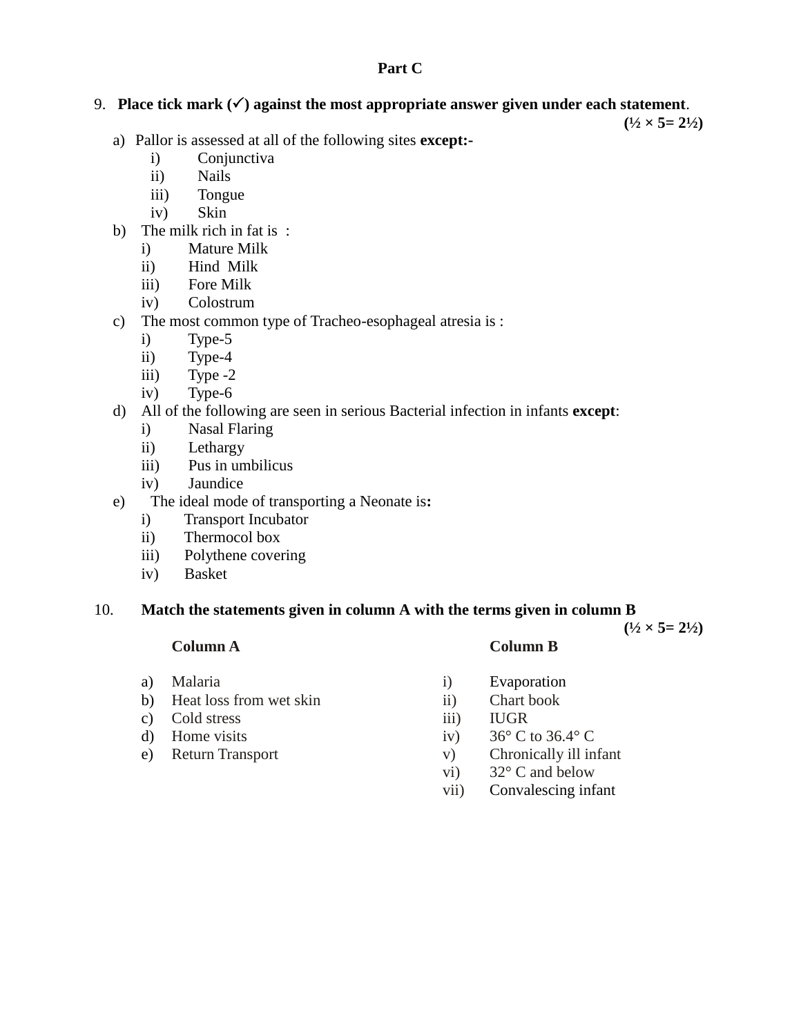## Part C

9. **Place tick mark (✓) against the most appropriate answer given under each statement**.

**(½ × 5= 2½)**

a) Pallor is assessed at all of the following sites **except:-**
   i) Conjunctiva
   ii) Nails
   iii) Tongue
   iv) Skin

b) The milk rich in fat is :
   i) Mature Milk
   ii) Hind Milk
   iii) Fore Milk
   iv) Colostrum

c) The most common type of Tracheo-esophageal atresia is :
   i) Type-5
   ii) Type-4
   iii) Type -2
   iv) Type-6

d) All of the following are seen in serious Bacterial infection in infants **except**:
   i) Nasal Flaring
   ii) Lethargy
   iii) Pus in umbilicus
   iv) Jaundice

e) The ideal mode of transporting a Neonate is**:**
   i) Transport Incubator
   ii) Thermocol box
   iii) Polythene covering
   iv) Basket

10. **Match the statements given in column A with the terms given in column B**

**(½ × 5= 2½)**

| **Column A** | **Column B** |
|---|---|
| a) Malaria | i) Evaporation |
| b) Heat loss from wet skin | ii) Chart book |
| c) Cold stress | iii) IUGR |
| d) Home visits | iv) 36° C to 36.4° C |
| e) Return Transport | v) Chronically ill infant |
| | vi) 32° C and below |
| | vii) Convalescing infant |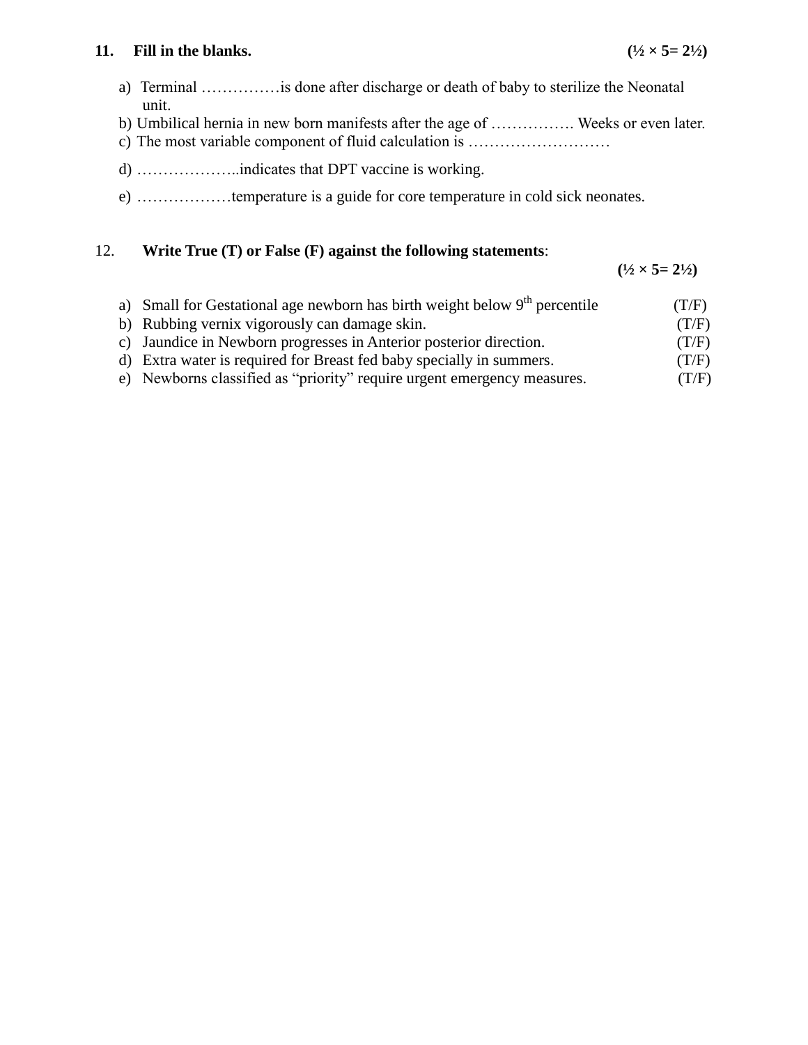**11. Fill in the blanks.** **(½ × 5= 2½)**

a) Terminal ……………is done after discharge or death of baby to sterilize the Neonatal unit.

b) Umbilical hernia in new born manifests after the age of ……………. Weeks or even later.

c) The most variable component of fluid calculation is ………………………

d) ………………..indicates that DPT vaccine is working.

e) ………………temperature is a guide for core temperature in cold sick neonates.

12. **Write True (T) or False (F) against the following statements**: **(½ × 5= 2½)**

a) Small for Gestational age newborn has birth weight below 9th percentile (T/F)

b) Rubbing vernix vigorously can damage skin. (T/F)

c) Jaundice in Newborn progresses in Anterior posterior direction. (T/F)

d) Extra water is required for Breast fed baby specially in summers. (T/F)

e) Newborns classified as "priority" require urgent emergency measures. (T/F)